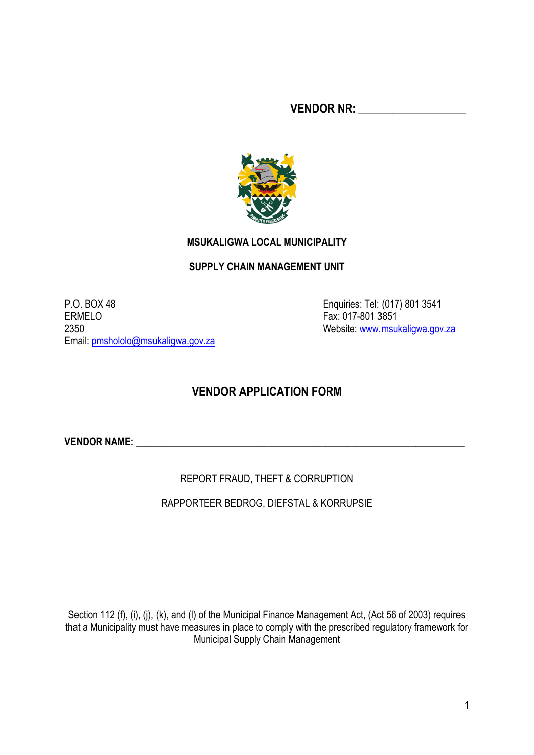**VENDOR NR: ___________________**

**MSUKALIGWA LOCAL MUNICIPALITY**

**SUPPLY CHAIN MANAGEMENT UNIT**

P.O. BOX 48
ERMELO
2350
Email: pmshololo@msukaligwa.gov.za

Enquiries: Tel: (017) 801 3541
Fax: 017-801 3851
Website: www.msukaligwa.gov.za

# VENDOR APPLICATION FORM

**VENDOR NAME:** ___________________________________________________________

REPORT FRAUD, THEFT & CORRUPTION

RAPPORTEER BEDROG, DIEFSTAL & KORRUPSIE

Section 112 (f), (i), (j), (k), and (l) of the Municipal Finance Management Act, (Act 56 of 2003) requires that a Municipality must have measures in place to comply with the prescribed regulatory framework for Municipal Supply Chain Management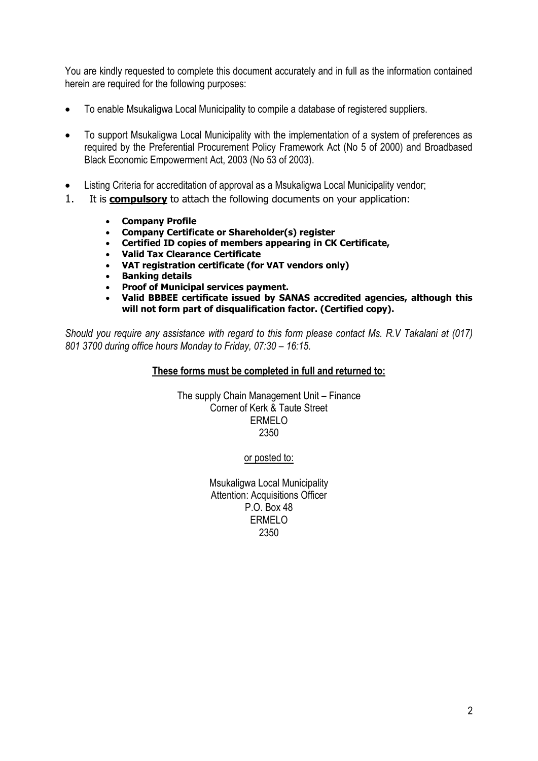You are kindly requested to complete this document accurately and in full as the information contained herein are required for the following purposes:

- To enable Msukaligwa Local Municipality to compile a database of registered suppliers.
- To support Msukaligwa Local Municipality with the implementation of a system of preferences as required by the Preferential Procurement Policy Framework Act (No 5 of 2000) and Broadbased Black Economic Empowerment Act, 2003 (No 53 of 2003).
- Listing Criteria for accreditation of approval as a Msukaligwa Local Municipality vendor;

1. It is **<u>compulsory</u>** to attach the following documents on your application:
    - **Company Profile**
    - **Company Certificate or Shareholder(s) register**
    - **Certified ID copies of members appearing in CK Certificate,**
    - **Valid Tax Clearance Certificate**
    - **VAT registration certificate (for VAT vendors only)**
    - **Banking details**
    - **Proof of Municipal services payment.**
    - **Valid BBBEE certificate issued by SANAS accredited agencies, although this will not form part of disqualification factor. (Certified copy).**

*Should you require any assistance with regard to this form please contact Ms. R.V Takalani at (017) 801 3700 during office hours Monday to Friday, 07:30 – 16:15.*

**<u>These forms must be completed in full and returned to:</u>**

The supply Chain Management Unit – Finance
Corner of Kerk & Taute Street
ERMELO
2350

<u>or posted to:</u>

Msukaligwa Local Municipality
Attention: Acquisitions Officer
P.O. Box 48
ERMELO
2350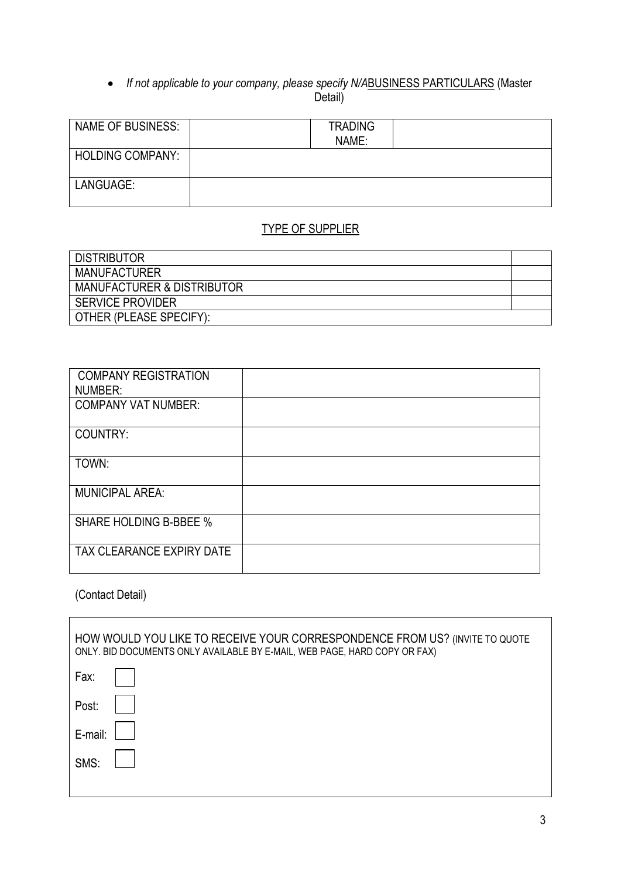- *If not applicable to your company, please specify N/A*BUSINESS PARTICULARS (Master Detail)

| NAME OF BUSINESS: | | TRADING NAME: | |
|---|---|---|---|
| HOLDING COMPANY: | | | |
| LANGUAGE: | | | |

TYPE OF SUPPLIER

| DISTRIBUTOR | |
|---|---|
| MANUFACTURER | |
| MANUFACTURER & DISTRIBUTOR | |
| SERVICE PROVIDER | |
| OTHER (PLEASE SPECIFY): | |

| COMPANY REGISTRATION NUMBER: | |
|---|---|
| COMPANY VAT NUMBER: | |
| COUNTRY: | |
| TOWN: | |
| MUNICIPAL AREA: | |
| SHARE HOLDING B-BBEE % | |
| TAX CLEARANCE EXPIRY DATE | |

(Contact Detail)

HOW WOULD YOU LIKE TO RECEIVE YOUR CORRESPONDENCE FROM US? (INVITE TO QUOTE ONLY. BID DOCUMENTS ONLY AVAILABLE BY E-MAIL, WEB PAGE, HARD COPY OR FAX)

Fax: ☐

Post: ☐

E-mail: ☐

SMS: ☐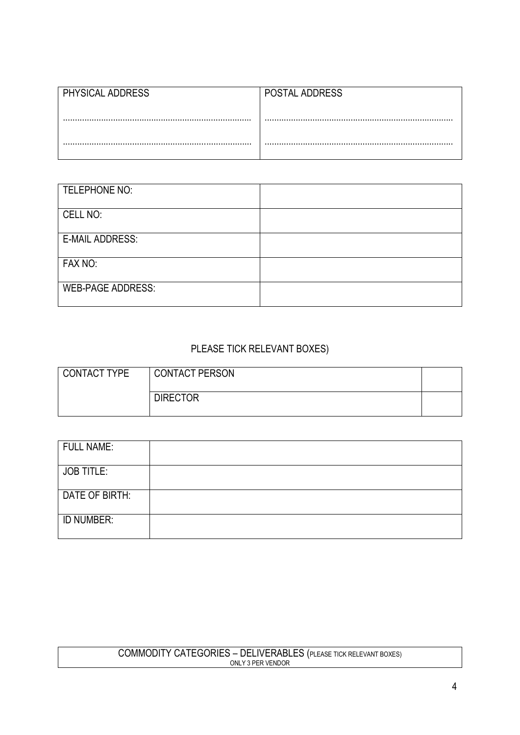| PHYSICAL ADDRESS | POSTAL ADDRESS |
| --- | --- |
| ............................................................................ | ............................................................................ |
| ............................................................................ | ............................................................................ |

| TELEPHONE NO: | |
| --- | --- |
| CELL NO: | |
| E-MAIL ADDRESS: | |
| FAX NO: | |
| WEB-PAGE ADDRESS: | |

PLEASE TICK RELEVANT BOXES)

| CONTACT TYPE | CONTACT PERSON | |
| --- | --- | --- |
| | DIRECTOR | |

| FULL NAME: | |
| --- | --- |
| JOB TITLE: | |
| DATE OF BIRTH: | |
| ID NUMBER: | |

| COMMODITY CATEGORIES – DELIVERABLES (PLEASE TICK RELEVANT BOXES) ONLY 3 PER VENDOR |
| --- |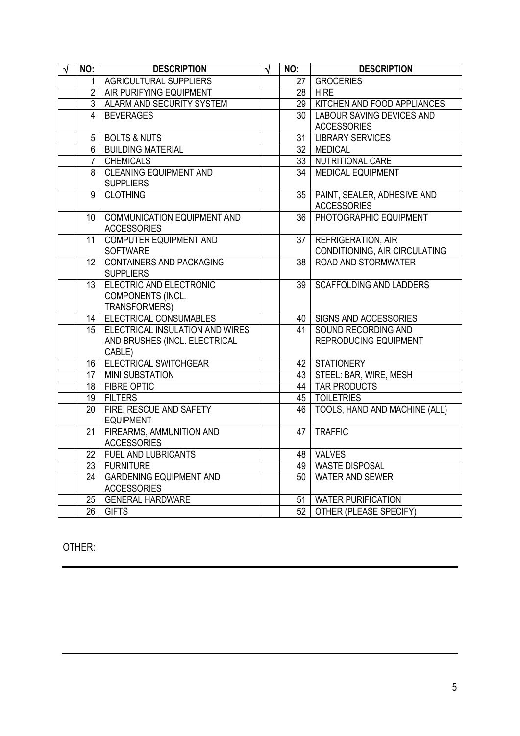| √ | NO: | DESCRIPTION | √ | NO: | DESCRIPTION |
|---|---|---|---|---|---|
| | 1 | AGRICULTURAL SUPPLIERS | | 27 | GROCERIES |
| | 2 | AIR PURIFYING EQUIPMENT | | 28 | HIRE |
| | 3 | ALARM AND SECURITY SYSTEM | | 29 | KITCHEN AND FOOD APPLIANCES |
| | 4 | BEVERAGES | | 30 | LABOUR SAVING DEVICES AND ACCESSORIES |
| | 5 | BOLTS & NUTS | | 31 | LIBRARY SERVICES |
| | 6 | BUILDING MATERIAL | | 32 | MEDICAL |
| | 7 | CHEMICALS | | 33 | NUTRITIONAL CARE |
| | 8 | CLEANING EQUIPMENT AND SUPPLIERS | | 34 | MEDICAL EQUIPMENT |
| | 9 | CLOTHING | | 35 | PAINT, SEALER, ADHESIVE AND ACCESSORIES |
| | 10 | COMMUNICATION EQUIPMENT AND ACCESSORIES | | 36 | PHOTOGRAPHIC EQUIPMENT |
| | 11 | COMPUTER EQUIPMENT AND SOFTWARE | | 37 | REFRIGERATION, AIR CONDITIONING, AIR CIRCULATING |
| | 12 | CONTAINERS AND PACKAGING SUPPLIERS | | 38 | ROAD AND STORMWATER |
| | 13 | ELECTRIC AND ELECTRONIC COMPONENTS (INCL. TRANSFORMERS) | | 39 | SCAFFOLDING AND LADDERS |
| | 14 | ELECTRICAL CONSUMABLES | | 40 | SIGNS AND ACCESSORIES |
| | 15 | ELECTRICAL INSULATION AND WIRES AND BRUSHES (INCL. ELECTRICAL CABLE) | | 41 | SOUND RECORDING AND REPRODUCING EQUIPMENT |
| | 16 | ELECTRICAL SWITCHGEAR | | 42 | STATIONERY |
| | 17 | MINI SUBSTATION | | 43 | STEEL: BAR, WIRE, MESH |
| | 18 | FIBRE OPTIC | | 44 | TAR PRODUCTS |
| | 19 | FILTERS | | 45 | TOILETRIES |
| | 20 | FIRE, RESCUE AND SAFETY EQUIPMENT | | 46 | TOOLS, HAND AND MACHINE (ALL) |
| | 21 | FIREARMS, AMMUNITION AND ACCESSORIES | | 47 | TRAFFIC |
| | 22 | FUEL AND LUBRICANTS | | 48 | VALVES |
| | 23 | FURNITURE | | 49 | WASTE DISPOSAL |
| | 24 | GARDENING EQUIPMENT AND ACCESSORIES | | 50 | WATER AND SEWER |
| | 25 | GENERAL HARDWARE | | 51 | WATER PURIFICATION |
| | 26 | GIFTS | | 52 | OTHER (PLEASE SPECIFY) |

OTHER:

___

___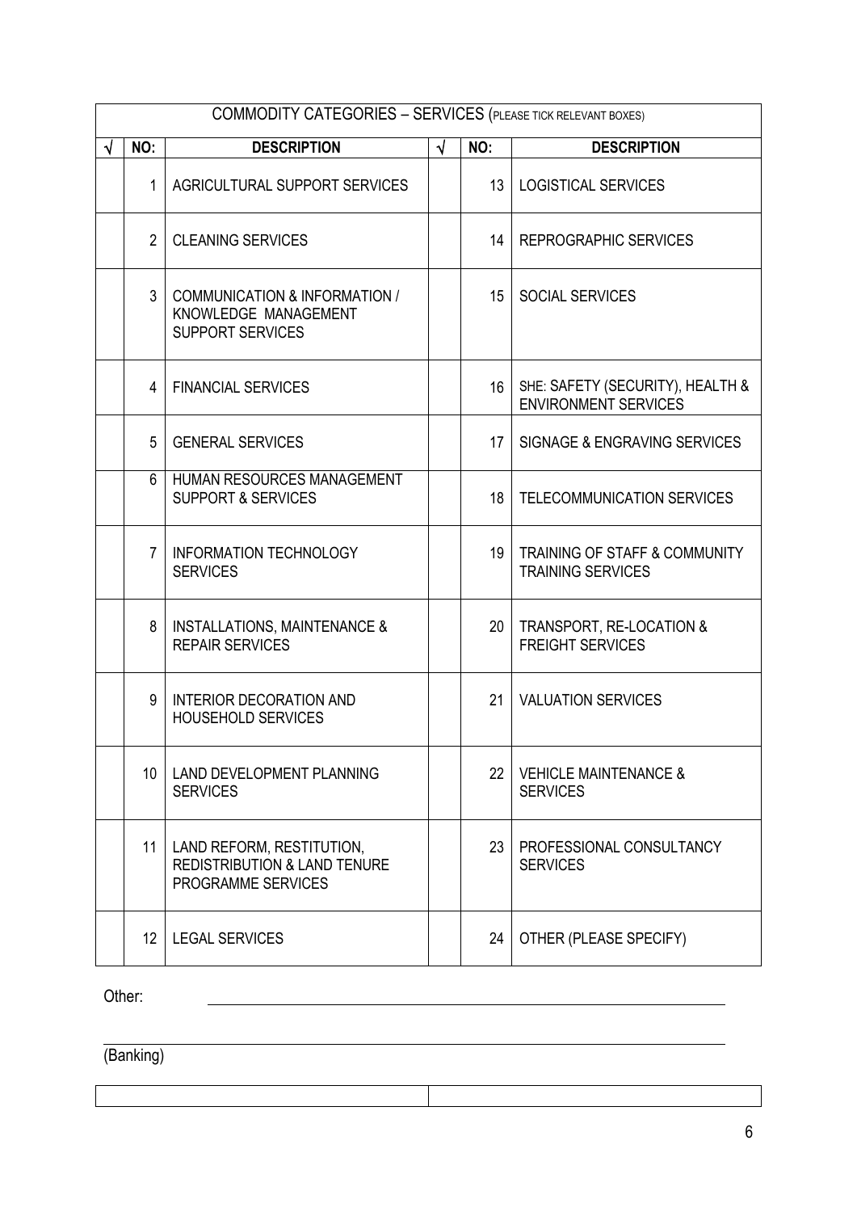| COMMODITY CATEGORIES – SERVICES (PLEASE TICK RELEVANT BOXES) | | | | | |
|---|---|---|---|---|---|
| √ | NO: | DESCRIPTION | √ | NO: | DESCRIPTION |
| | 1 | AGRICULTURAL SUPPORT SERVICES | | 13 | LOGISTICAL SERVICES |
| | 2 | CLEANING SERVICES | | 14 | REPROGRAPHIC SERVICES |
| | 3 | COMMUNICATION & INFORMATION / KNOWLEDGE MANAGEMENT SUPPORT SERVICES | | 15 | SOCIAL SERVICES |
| | 4 | FINANCIAL SERVICES | | 16 | SHE: SAFETY (SECURITY), HEALTH & ENVIRONMENT SERVICES |
| | 5 | GENERAL SERVICES | | 17 | SIGNAGE & ENGRAVING SERVICES |
| | 6 | HUMAN RESOURCES MANAGEMENT SUPPORT & SERVICES | | 18 | TELECOMMUNICATION SERVICES |
| | 7 | INFORMATION TECHNOLOGY SERVICES | | 19 | TRAINING OF STAFF & COMMUNITY TRAINING SERVICES |
| | 8 | INSTALLATIONS, MAINTENANCE & REPAIR SERVICES | | 20 | TRANSPORT, RE-LOCATION & FREIGHT SERVICES |
| | 9 | INTERIOR DECORATION AND HOUSEHOLD SERVICES | | 21 | VALUATION SERVICES |
| | 10 | LAND DEVELOPMENT PLANNING SERVICES | | 22 | VEHICLE MAINTENANCE & SERVICES |
| | 11 | LAND REFORM, RESTITUTION, REDISTRIBUTION & LAND TENURE PROGRAMME SERVICES | | 23 | PROFESSIONAL CONSULTANCY SERVICES |
| | 12 | LEGAL SERVICES | | 24 | OTHER (PLEASE SPECIFY) |

Other: \_\_\_\_\_\_\_\_\_\_\_\_\_\_\_\_\_\_\_\_\_\_\_\_\_\_\_\_\_\_\_\_\_\_\_\_\_\_\_\_\_\_\_\_

\_\_\_\_\_\_\_\_\_\_\_\_\_\_\_\_\_\_\_\_\_\_\_\_\_\_\_\_\_\_\_\_\_\_\_\_\_\_\_\_\_\_\_\_\_\_\_\_\_\_

(Banking)

| | |
|---|---|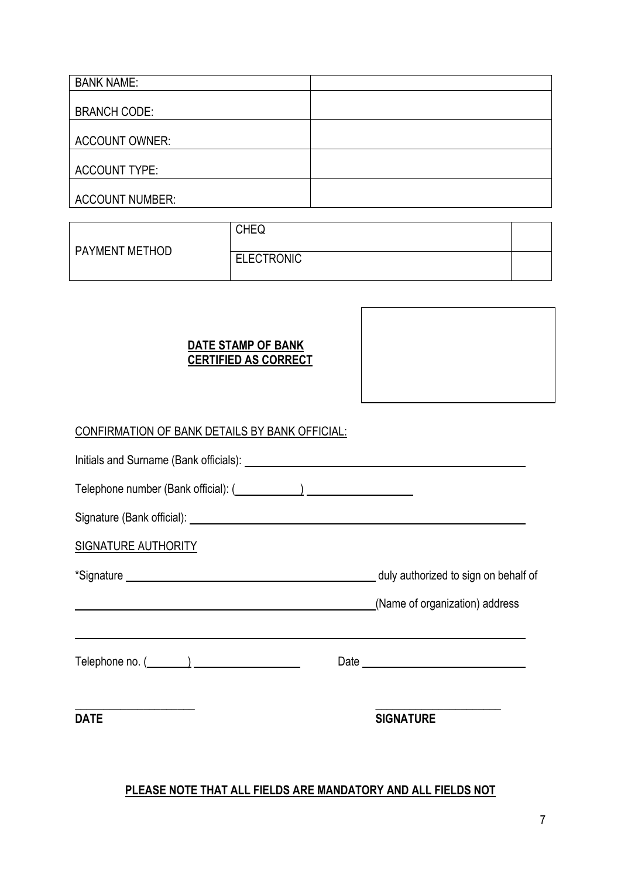| BANK NAME: | |
|---|---|
| BRANCH CODE: | |
| ACCOUNT OWNER: | |
| ACCOUNT TYPE: | |
| ACCOUNT NUMBER: | |

| PAYMENT METHOD | CHEQ | |
|---|---|---|
| | ELECTRONIC | |

**DATE STAMP OF BANK**
**CERTIFIED AS CORRECT**

| |
|---|
| |

CONFIRMATION OF BANK DETAILS BY BANK OFFICIAL:

Initials and Surname (Bank officials): ______________________________

Telephone number (Bank official): (__________) ______________

Signature (Bank official): ______________________________

SIGNATURE AUTHORITY

*Signature ______________________________ duly authorized to sign on behalf of

______________________________ (Name of organization) address

______________________________

Telephone no. (______) ______________ Date ______________

______________ ______________
**DATE** **SIGNATURE**

**PLEASE NOTE THAT ALL FIELDS ARE MANDATORY AND ALL FIELDS NOT**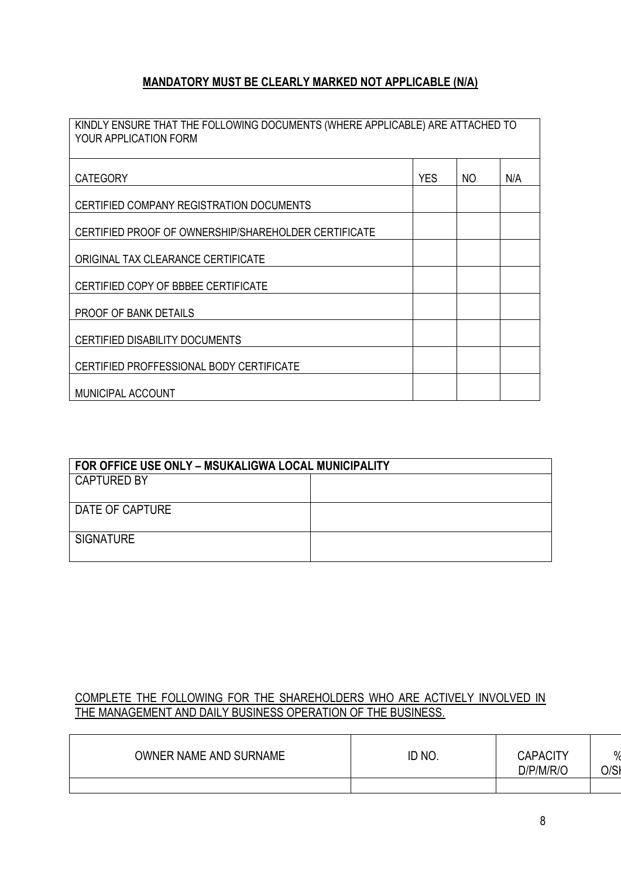**MANDATORY MUST BE CLEARLY MARKED NOT APPLICABLE (N/A)**

| KINDLY ENSURE THAT THE FOLLOWING DOCUMENTS (WHERE APPLICABLE) ARE ATTACHED TO YOUR APPLICATION FORM | | | |
|---|---|---|---|
| CATEGORY | YES | NO | N/A |
| CERTIFIED COMPANY REGISTRATION DOCUMENTS | | | |
| CERTIFIED PROOF OF OWNERSHIP/SHAREHOLDER CERTIFICATE | | | |
| ORIGINAL TAX CLEARANCE CERTIFICATE | | | |
| CERTIFIED COPY OF BBBEE CERTIFICATE | | | |
| PROOF OF BANK DETAILS | | | |
| CERTIFIED DISABILITY DOCUMENTS | | | |
| CERTIFIED PROFFESSIONAL BODY CERTIFICATE | | | |
| MUNICIPAL ACCOUNT | | | |

| FOR OFFICE USE ONLY – MSUKALIGWA LOCAL MUNICIPALITY | |
|---|---|
| CAPTURED BY | |
| DATE OF CAPTURE | |
| SIGNATURE | |

COMPLETE THE FOLLOWING FOR THE SHAREHOLDERS WHO ARE ACTIVELY INVOLVED IN THE MANAGEMENT AND DAILY BUSINESS OPERATION OF THE BUSINESS.

| OWNER NAME AND SURNAME | ID NO. | CAPACITY D/P/M/R/O | % O/SH |
|---|---|---|---|
| | | | |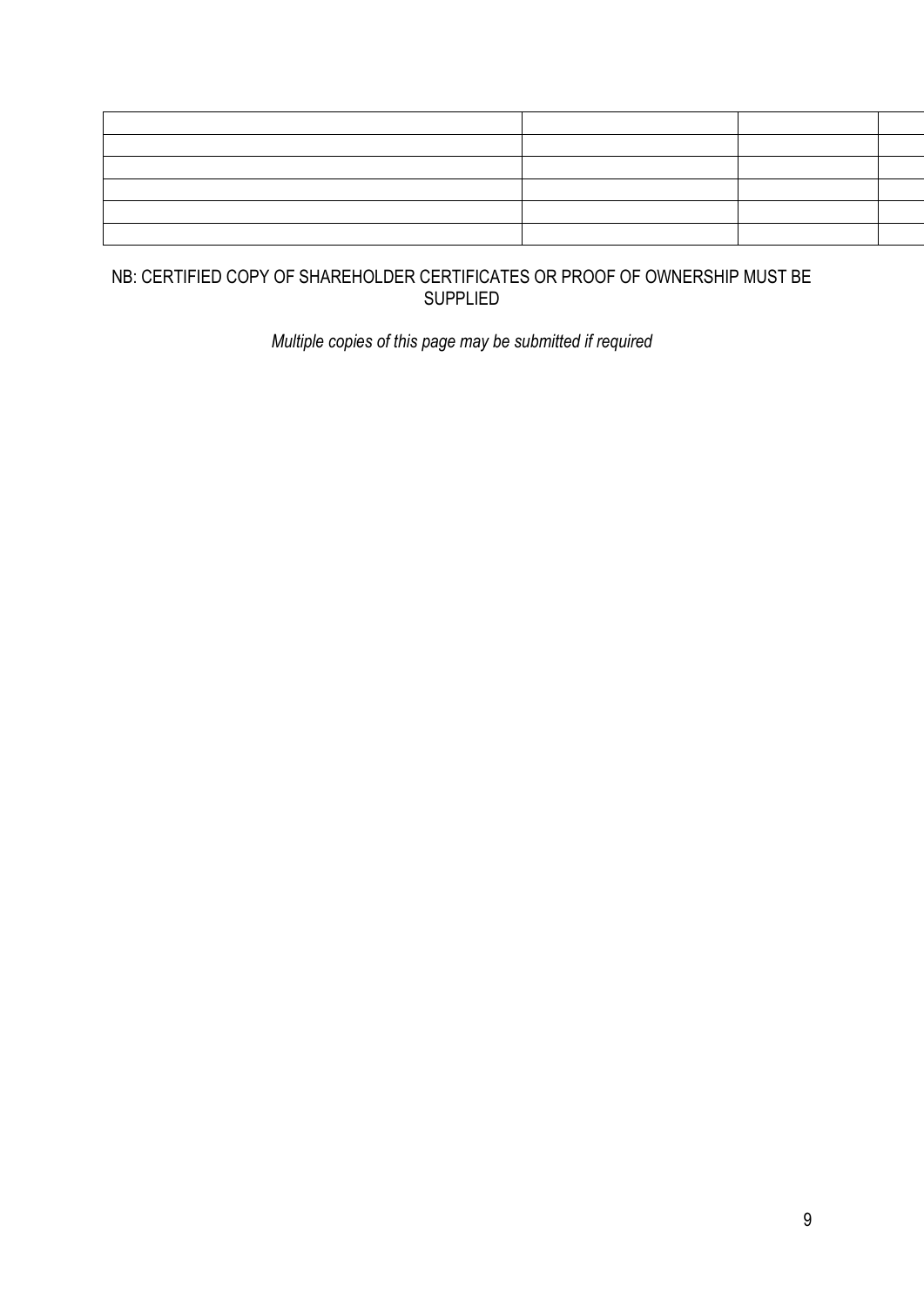| | | | |
|---|---|---|---|
| | | | |
| | | | |
| | | | |
| | | | |
| | | | |

NB: CERTIFIED COPY OF SHAREHOLDER CERTIFICATES OR PROOF OF OWNERSHIP MUST BE SUPPLIED

*Multiple copies of this page may be submitted if required*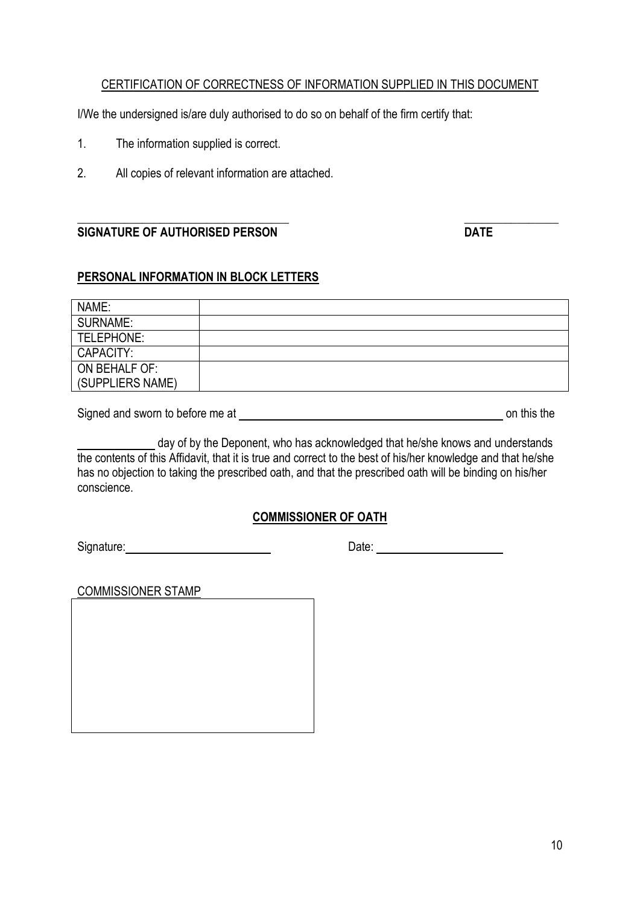CERTIFICATION OF CORRECTNESS OF INFORMATION SUPPLIED IN THIS DOCUMENT

I/We the undersigned is/are duly authorised to do so on behalf of the firm certify that:

1. The information supplied is correct.

2. All copies of relevant information are attached.

\_\_\_\_\_\_\_\_\_\_\_\_\_\_\_\_\_\_\_\_\_\_\_\_\_\_\_\_\_\_\_\_\_\_\_\_ \_\_\_\_\_\_\_\_\_\_\_\_\_\_\_\_\_

**SIGNATURE OF AUTHORISED PERSON** **DATE**

**PERSONAL INFORMATION IN BLOCK LETTERS**

| NAME: | |
|---|---|
| SURNAME: | |
| TELEPHONE: | |
| CAPACITY: | |
| ON BEHALF OF: (SUPPLIERS NAME) | |

Signed and sworn to before me at \_\_\_\_\_\_\_\_\_\_\_\_\_\_\_\_\_\_\_\_\_\_\_\_\_\_\_\_\_\_\_\_\_\_\_\_\_\_\_\_\_\_\_\_ on this the

\_\_\_\_\_\_\_\_\_\_\_\_\_ day of by the Deponent, who has acknowledged that he/she knows and understands the contents of this Affidavit, that it is true and correct to the best of his/her knowledge and that he/she has no objection to taking the prescribed oath, and that the prescribed oath will be binding on his/her conscience.

**COMMISSIONER OF OATH**

Signature: \_\_\_\_\_\_\_\_\_\_\_\_\_\_\_\_\_\_\_\_\_\_\_\_ Date: \_\_\_\_\_\_\_\_\_\_\_\_\_\_\_\_\_\_\_\_\_\_

COMMISSIONER STAMP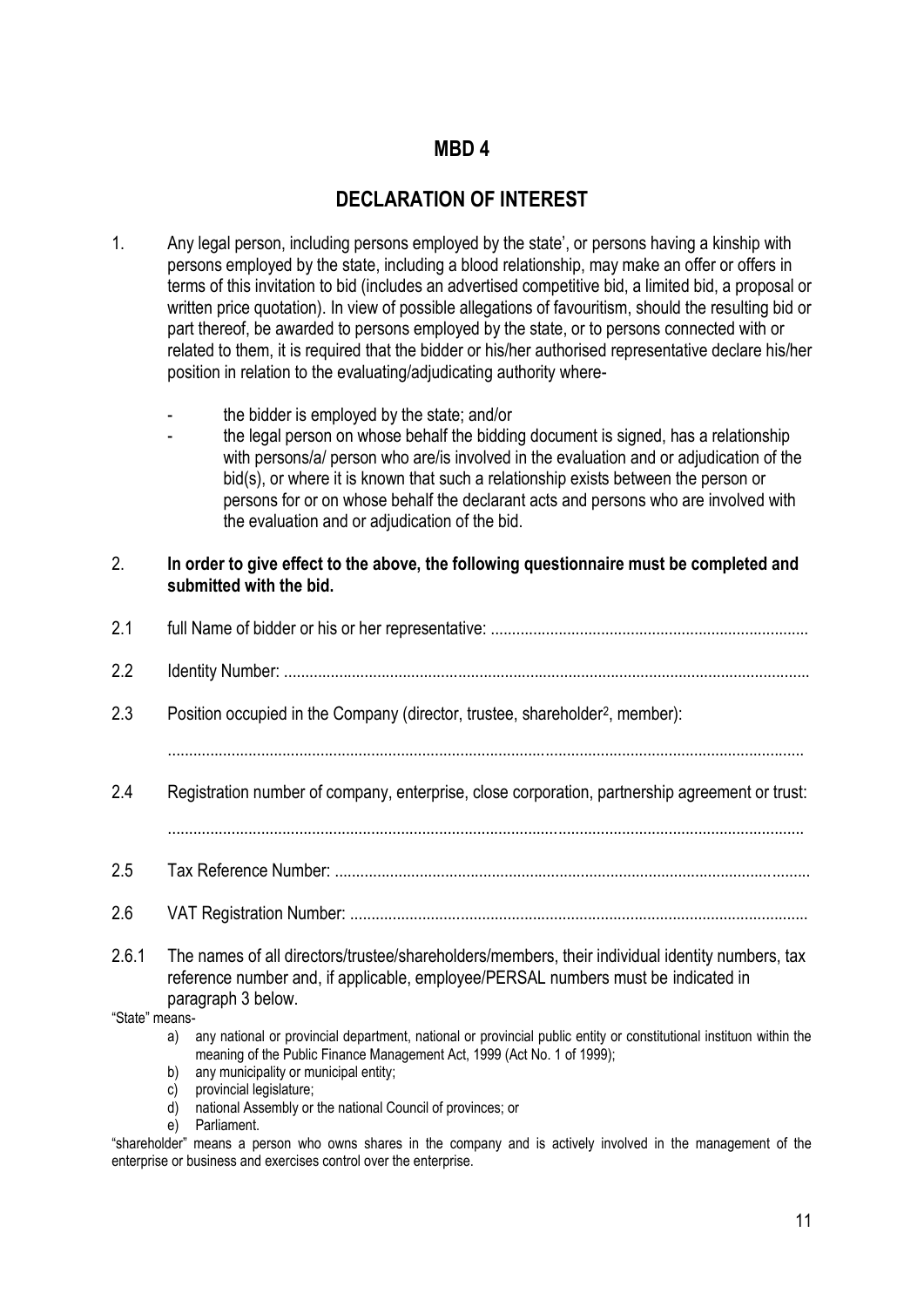# MBD 4

## DECLARATION OF INTEREST

1. Any legal person, including persons employed by the state', or persons having a kinship with persons employed by the state, including a blood relationship, may make an offer or offers in terms of this invitation to bid (includes an advertised competitive bid, a limited bid, a proposal or written price quotation). In view of possible allegations of favouritism, should the resulting bid or part thereof, be awarded to persons employed by the state, or to persons connected with or related to them, it is required that the bidder or his/her authorised representative declare his/her position in relation to the evaluating/adjudicating authority where-

   - the bidder is employed by the state; and/or
   - the legal person on whose behalf the bidding document is signed, has a relationship with persons/a/ person who are/is involved in the evaluation and or adjudication of the bid(s), or where it is known that such a relationship exists between the person or persons for or on whose behalf the declarant acts and persons who are involved with the evaluation and or adjudication of the bid.

2. **In order to give effect to the above, the following questionnaire must be completed and submitted with the bid.**

2.1 full Name of bidder or his or her representative: ..........................................................................

2.2 Identity Number: ..........................................................................................................................

2.3 Position occupied in the Company (director, trustee, shareholder[2], member):

.....................................................................................................................................................

2.4 Registration number of company, enterprise, close corporation, partnership agreement or trust:

.....................................................................................................................................................

2.5 Tax Reference Number: ...............................................................................................................

2.6 VAT Registration Number: ...........................................................................................................

2.6.1 The names of all directors/trustee/shareholders/members, their individual identity numbers, tax reference number and, if applicable, employee/PERSAL numbers must be indicated in paragraph 3 below.

"State" means-

a) any national or provincial department, national or provincial public entity or constitutional instituon within the meaning of the Public Finance Management Act, 1999 (Act No. 1 of 1999);
b) any municipality or municipal entity;
c) provincial legislature;
d) national Assembly or the national Council of provinces; or
e) Parliament.

"shareholder" means a person who owns shares in the company and is actively involved in the management of the enterprise or business and exercises control over the enterprise.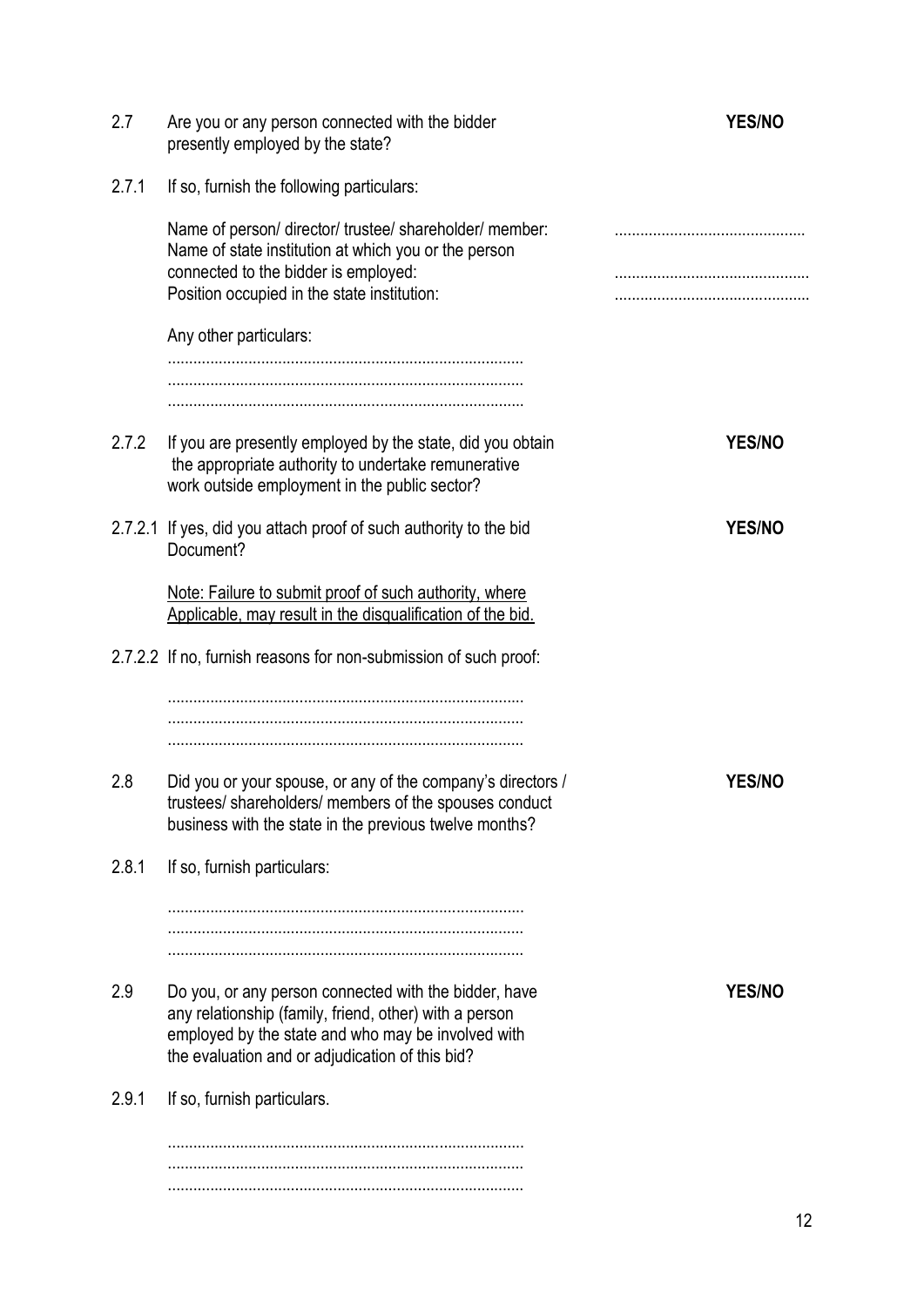2.7 Are you or any person connected with the bidder presently employed by the state? **YES/NO**

2.7.1 If so, furnish the following particulars:

Name of person/ director/ trustee/ shareholder/ member: ............................................

Name of state institution at which you or the person connected to the bidder is employed: ............................................

Position occupied in the state institution: ............................................

Any other particulars:

...................................................................................
...................................................................................
...................................................................................

2.7.2 If you are presently employed by the state, did you obtain the appropriate authority to undertake remunerative work outside employment in the public sector? **YES/NO**

2.7.2.1 If yes, did you attach proof of such authority to the bid Document? **YES/NO**

<u>Note: Failure to submit proof of such authority, where Applicable, may result in the disqualification of the bid.</u>

2.7.2.2 If no, furnish reasons for non-submission of such proof:

...................................................................................
...................................................................................
...................................................................................

2.8 Did you or your spouse, or any of the company's directors / trustees/ shareholders/ members of the spouses conduct business with the state in the previous twelve months? **YES/NO**

2.8.1 If so, furnish particulars:

...................................................................................
...................................................................................
...................................................................................

2.9 Do you, or any person connected with the bidder, have any relationship (family, friend, other) with a person employed by the state and who may be involved with the evaluation and or adjudication of this bid? **YES/NO**

2.9.1 If so, furnish particulars.

...................................................................................
...................................................................................
...................................................................................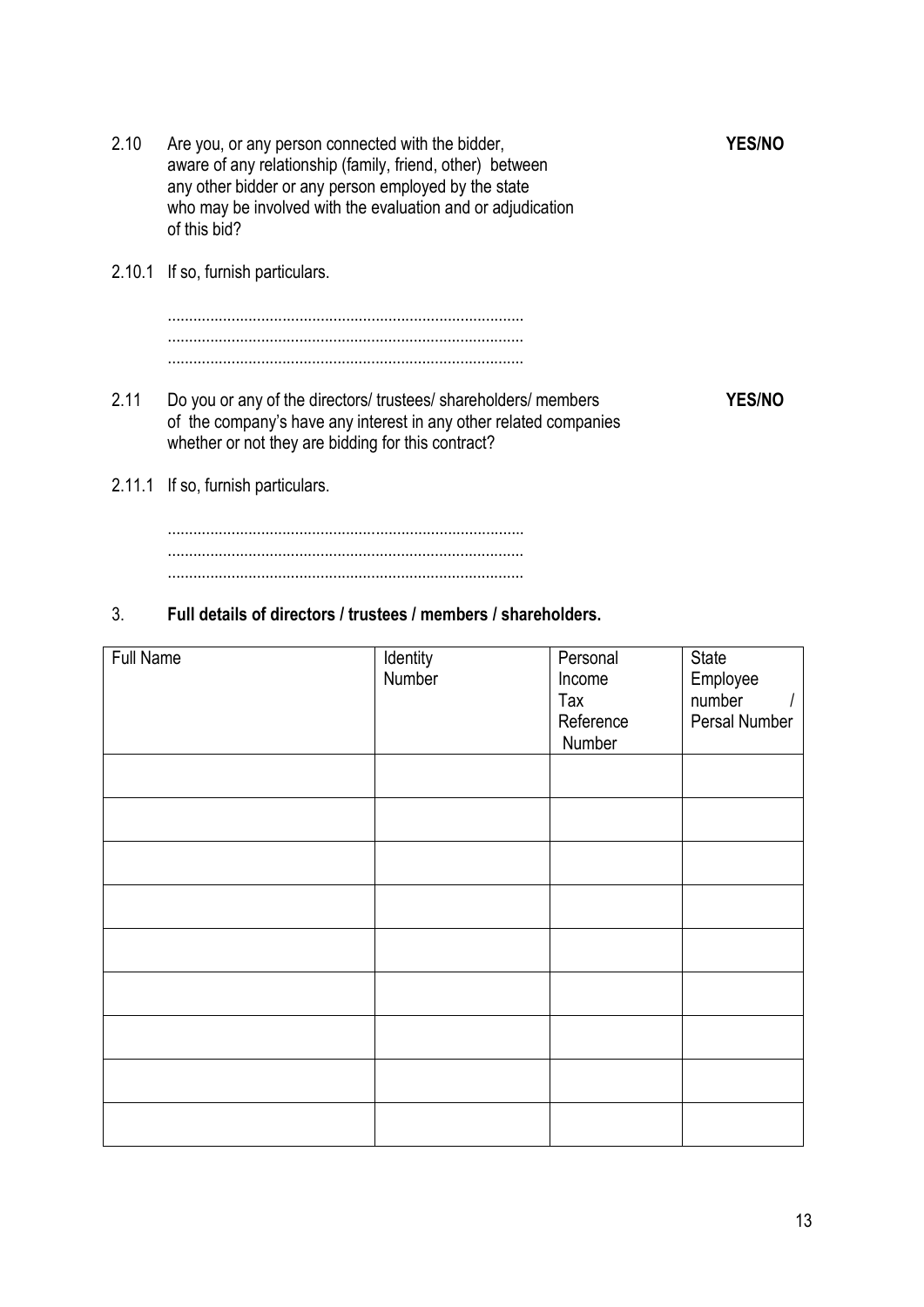2.10 Are you, or any person connected with the bidder, aware of any relationship (family, friend, other) between any other bidder or any person employed by the state who may be involved with the evaluation and or adjudication of this bid? **YES/NO**

2.10.1 If so, furnish particulars.

...................................................................................
...................................................................................
...................................................................................

2.11 Do you or any of the directors/ trustees/ shareholders/ members of the company's have any interest in any other related companies whether or not they are bidding for this contract? **YES/NO**

2.11.1 If so, furnish particulars.

...................................................................................
...................................................................................
...................................................................................

3. **Full details of directors / trustees / members / shareholders.**

| Full Name | Identity Number | Personal Income Tax Reference Number | State Employee number / Persal Number |
|---|---|---|---|
| | | | |
| | | | |
| | | | |
| | | | |
| | | | |
| | | | |
| | | | |
| | | | |
| | | | |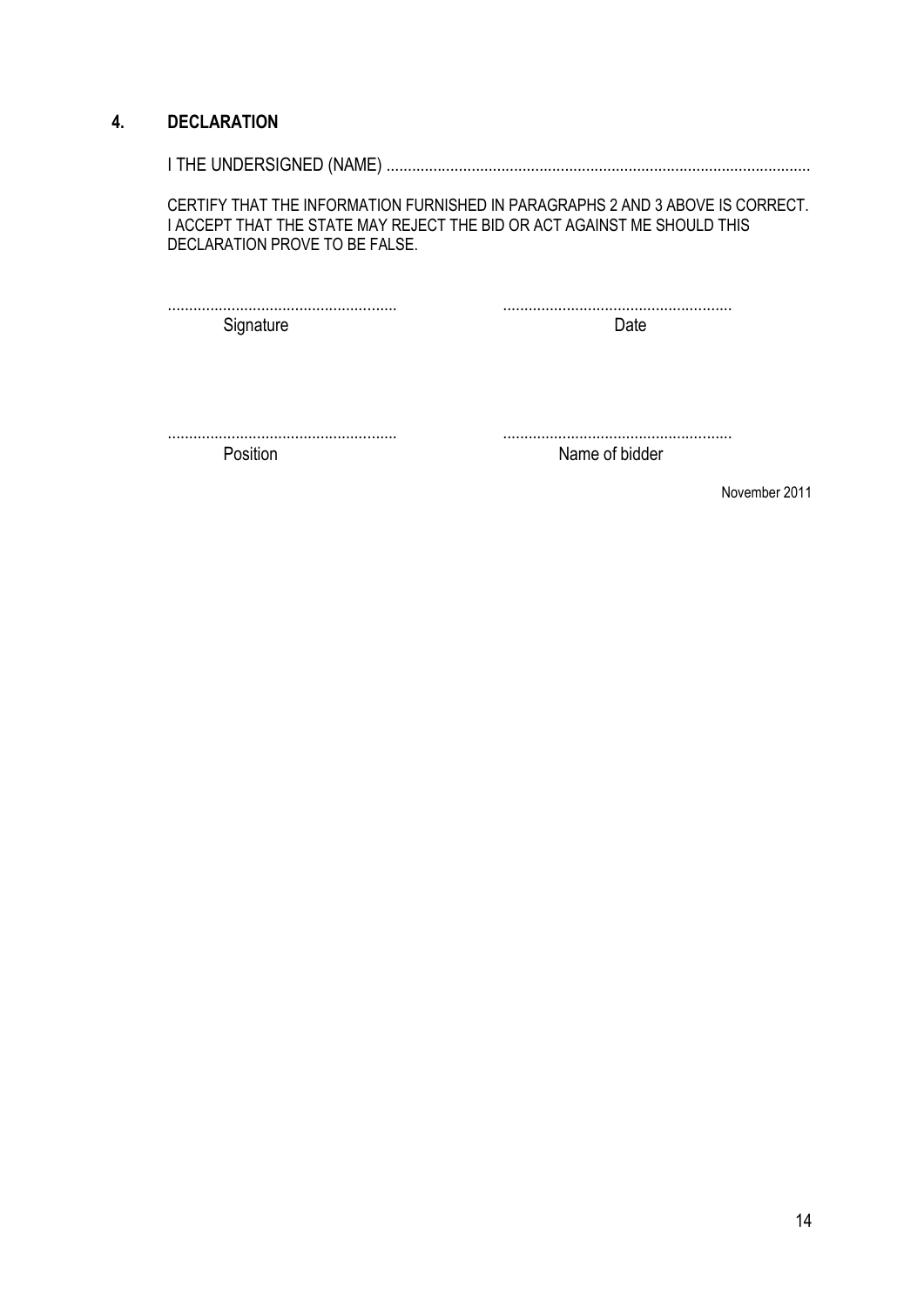## 4. DECLARATION

I THE UNDERSIGNED (NAME) ...................................................................................................

CERTIFY THAT THE INFORMATION FURNISHED IN PARAGRAPHS 2 AND 3 ABOVE IS CORRECT.
I ACCEPT THAT THE STATE MAY REJECT THE BID OR ACT AGAINST ME SHOULD THIS DECLARATION PROVE TO BE FALSE.

| | |
|---|---|
| ...................................................... | ...................................................... |
| Signature | Date |
| ...................................................... | ...................................................... |
| Position | Name of bidder |

November 2011